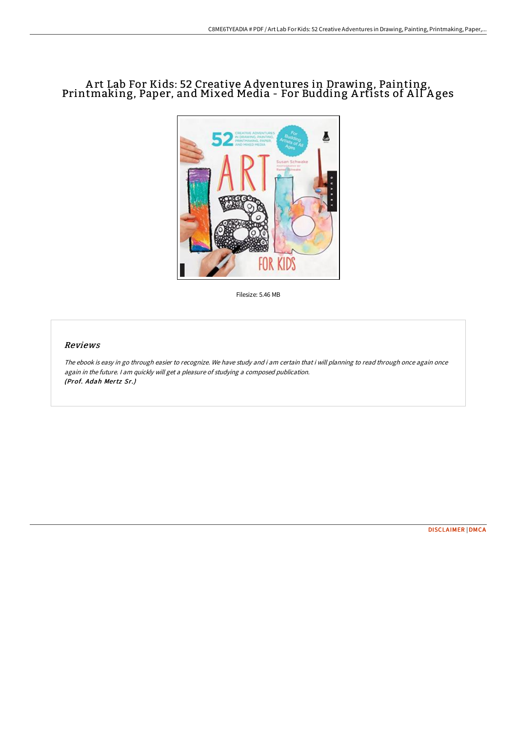# Art Lab For Kids: 52 Creative Adventures in Drawing, Painting, Printmaking, Paper, and Mixed Media - For Budding Artists of All Ages

Filesize: 5.46 MB

## Reviews

*The ebook is easy in go through easier to recognize. We have study and i am certain that i will planning to read through once again once again in the future. I am quickly will get a pleasure of studying a composed publication.*
***(Prof. Adah Mertz Sr.)***

DISCLAIMER | DMCA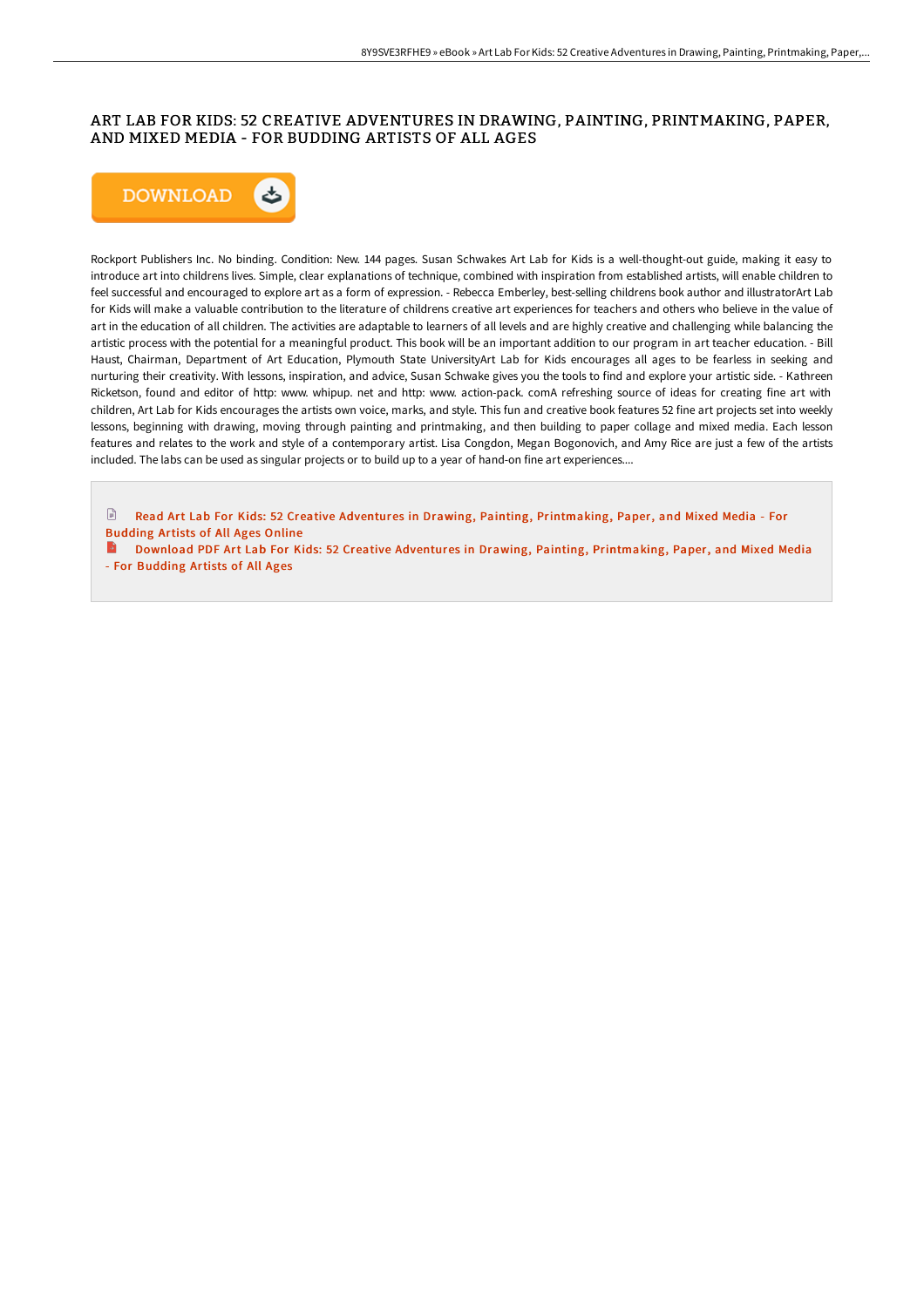# ART LAB FOR KIDS: 52 CREATIVE ADVENTURES IN DRAWING, PAINTING, PRINTMAKING, PAPER, AND MIXED MEDIA - FOR BUDDING ARTISTS OF ALL AGES

Rockport Publishers Inc. No binding. Condition: New. 144 pages. Susan Schwakes Art Lab for Kids is a well-thought-out guide, making it easy to introduce art into childrens lives. Simple, clear explanations of technique, combined with inspiration from established artists, will enable children to feel successful and encouraged to explore art as a form of expression. - Rebecca Emberley, best-selling childrens book author and illustratorArt Lab for Kids will make a valuable contribution to the literature of childrens creative art experiences for teachers and others who believe in the value of art in the education of all children. The activities are adaptable to learners of all levels and are highly creative and challenging while balancing the artistic process with the potential for a meaningful product. This book will be an important addition to our program in art teacher education. - Bill Haust, Chairman, Department of Art Education, Plymouth State UniversityArt Lab for Kids encourages all ages to be fearless in seeking and nurturing their creativity. With lessons, inspiration, and advice, Susan Schwake gives you the tools to find and explore your artistic side. - Kathreen Ricketson, found and editor of http: www. whipup. net and http: www. action-pack. comA refreshing source of ideas for creating fine art with children, Art Lab for Kids encourages the artists own voice, marks, and style. This fun and creative book features 52 fine art projects set into weekly lessons, beginning with drawing, moving through painting and printmaking, and then building to paper collage and mixed media. Each lesson features and relates to the work and style of a contemporary artist. Lisa Congdon, Megan Bogonovich, and Amy Rice are just a few of the artists included. The labs can be used as singular projects or to build up to a year of hand-on fine art experiences....

Read Art Lab For Kids: 52 Creative Adventures in Drawing, Painting, Printmaking, Paper, and Mixed Media - For Budding Artists of All Ages Online

Download PDF Art Lab For Kids: 52 Creative Adventures in Drawing, Painting, Printmaking, Paper, and Mixed Media - For Budding Artists of All Ages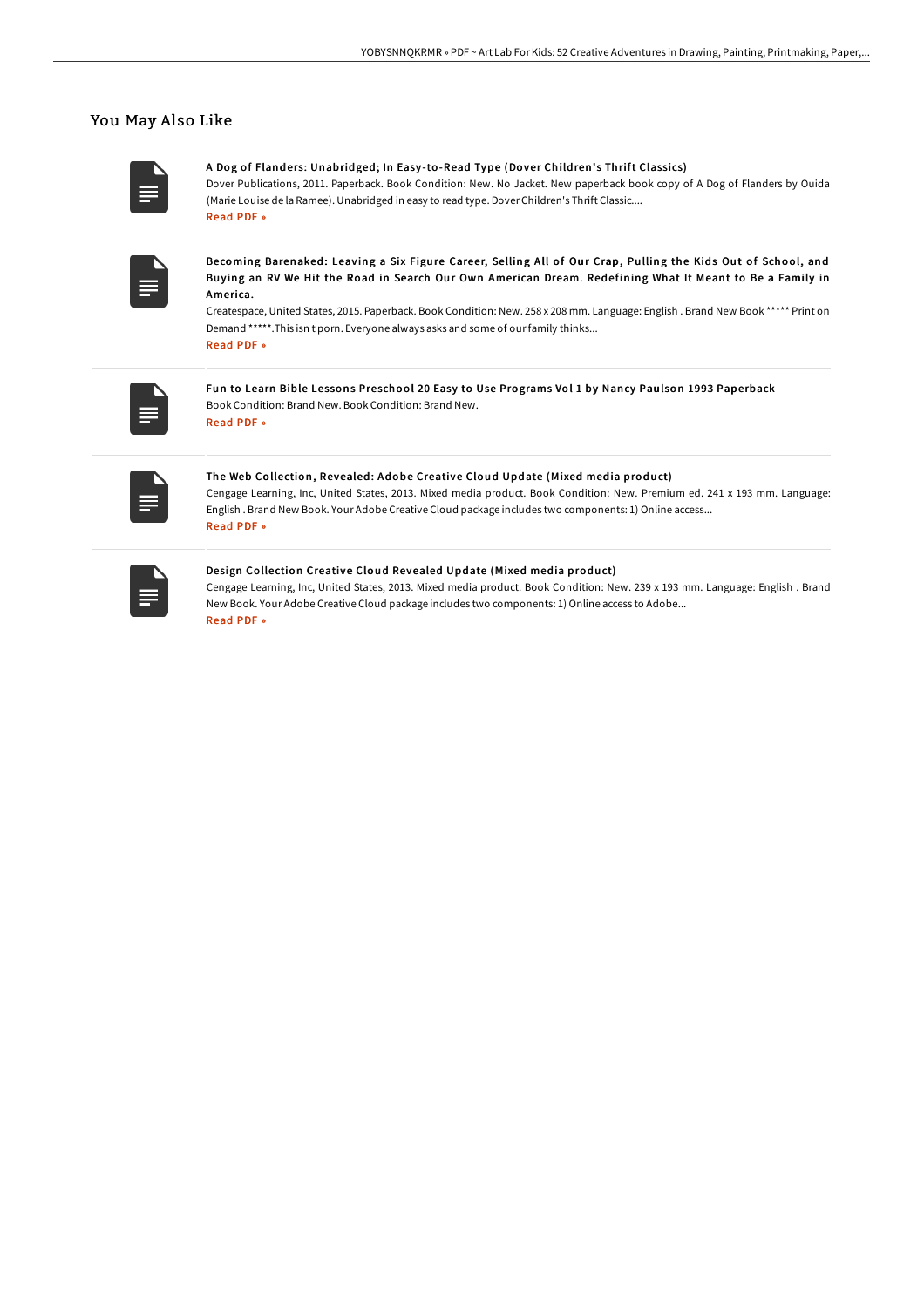## You May Also Like

**A Dog of Flanders: Unabridged; In Easy-to-Read Type (Dover Children's Thrift Classics)**

Dover Publications, 2011. Paperback. Book Condition: New. No Jacket. New paperback book copy of A Dog of Flanders by Ouida (Marie Louise de la Ramee). Unabridged in easy to read type. Dover Children's Thrift Classic....

Read PDF »

**Becoming Barenaked: Leaving a Six Figure Career, Selling All of Our Crap, Pulling the Kids Out of School, and Buying an RV We Hit the Road in Search Our Own American Dream. Redefining What It Meant to Be a Family in America.**

Createspace, United States, 2015. Paperback. Book Condition: New. 258 x 208 mm. Language: English . Brand New Book ***** Print on Demand *****.This isn t porn. Everyone always asks and some of our family thinks...

Read PDF »

**Fun to Learn Bible Lessons Preschool 20 Easy to Use Programs Vol 1 by Nancy Paulson 1993 Paperback**

Book Condition: Brand New. Book Condition: Brand New.

Read PDF »

**The Web Collection, Revealed: Adobe Creative Cloud Update (Mixed media product)**

Cengage Learning, Inc, United States, 2013. Mixed media product. Book Condition: New. Premium ed. 241 x 193 mm. Language: English . Brand New Book. Your Adobe Creative Cloud package includes two components: 1) Online access...

Read PDF »

**Design Collection Creative Cloud Revealed Update (Mixed media product)**

Cengage Learning, Inc, United States, 2013. Mixed media product. Book Condition: New. 239 x 193 mm. Language: English . Brand New Book. Your Adobe Creative Cloud package includes two components: 1) Online access to Adobe...

Read PDF »